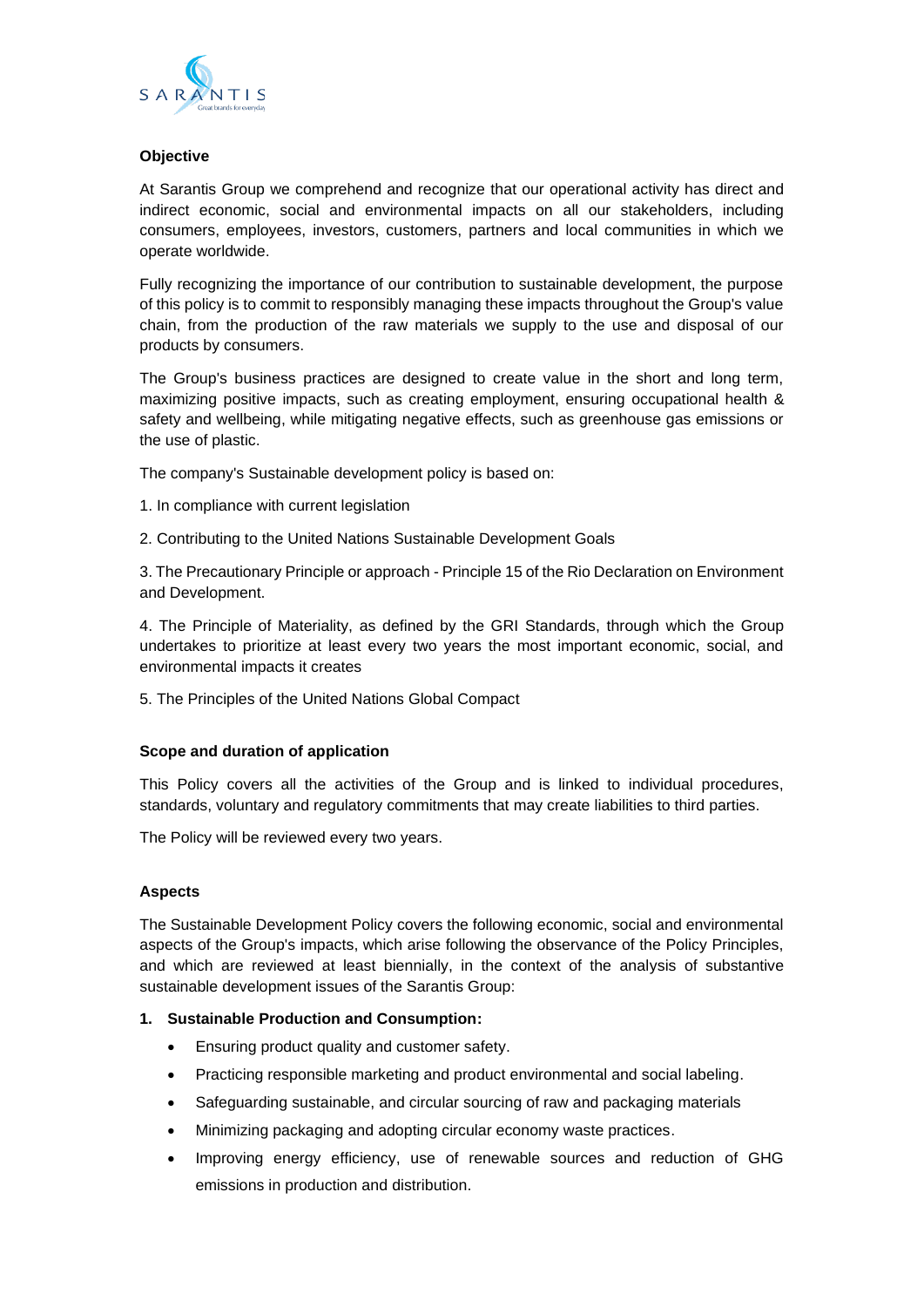### Objective

At Sarantis Group we comprehend and recognize that our operational activity has direct and indirect economic, social and environmental impacts on all our stakeholders, including consumers, employees, investors, customers, partners and local communities in which we operate worldwide.

Fully recognizing the importance of our contribution to sustainable development, the purpose of this policy is to commit to responsibly managing these impacts throughout the Group's value chain, from the production of the raw materials we supply to the use and disposal of our products by consumers.

The Group's business practices are designed to create value in the short and long term, maximizing positive impacts, such as creating employment, ensuring occupational health & safety and wellbeing, while mitigating negative effects, such as greenhouse gas emissions or the use of plastic.

The company's Sustainable development policy is based on:

1. In compliance with current legislation
2. Contributing to the United Nations Sustainable Development Goals
3. The Precautionary Principle or approach - Principle 15 of the Rio Declaration on Environment and Development.
4. The Principle of Materiality, as defined by the GRI Standards, through which the Group undertakes to prioritize at least every two years the most important economic, social, and environmental impacts it creates
5. The Principles of the United Nations Global Compact

### Scope and duration of application

This Policy covers all the activities of the Group and is linked to individual procedures, standards, voluntary and regulatory commitments that may create liabilities to third parties.

The Policy will be reviewed every two years.

### Aspects

The Sustainable Development Policy covers the following economic, social and environmental aspects of the Group's impacts, which arise following the observance of the Policy Principles, and which are reviewed at least biennially, in the context of the analysis of substantive sustainable development issues of the Sarantis Group:

1. **Sustainable Production and Consumption:**
   - Ensuring product quality and customer safety.
   - Practicing responsible marketing and product environmental and social labeling.
   - Safeguarding sustainable, and circular sourcing of raw and packaging materials
   - Minimizing packaging and adopting circular economy waste practices.
   - Improving energy efficiency, use of renewable sources and reduction of GHG emissions in production and distribution.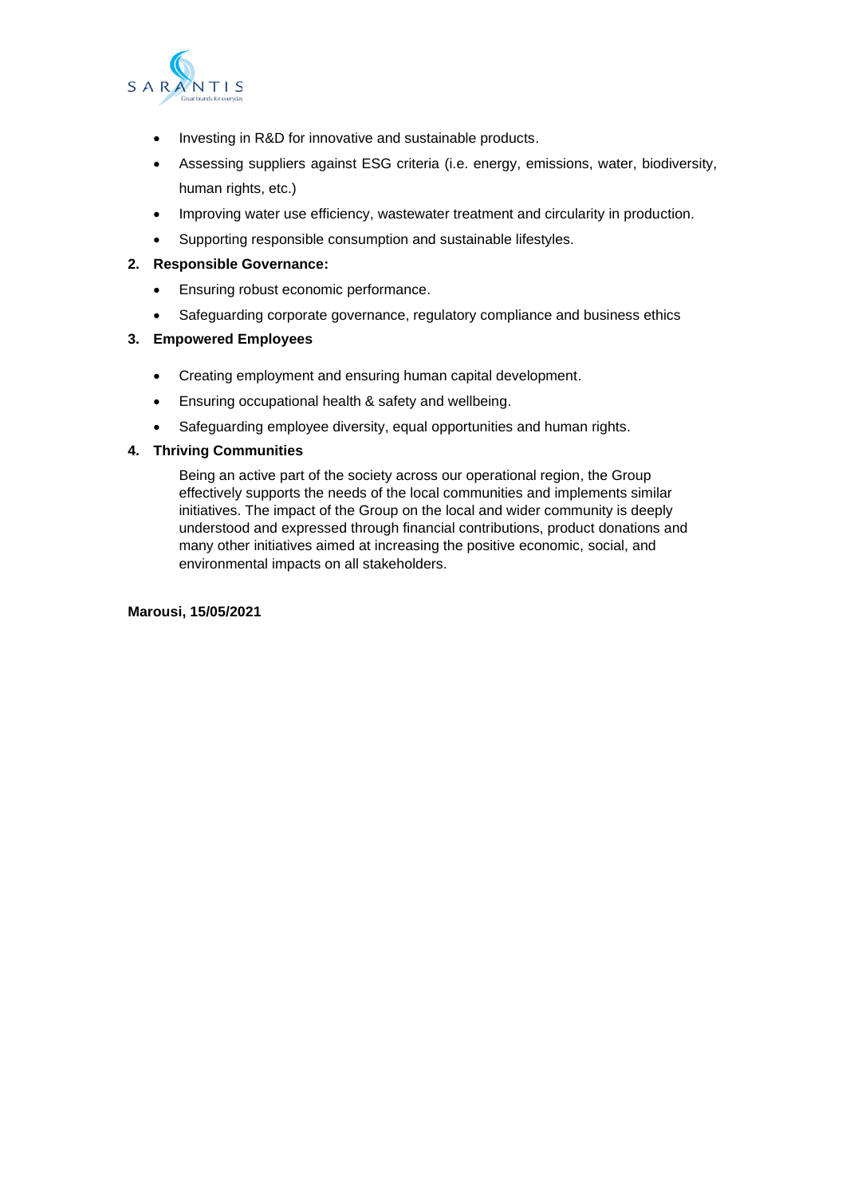- Investing in R&D for innovative and sustainable products.
- Assessing suppliers against ESG criteria (i.e. energy, emissions, water, biodiversity, human rights, etc.)
- Improving water use efficiency, wastewater treatment and circularity in production.
- Supporting responsible consumption and sustainable lifestyles.

2. **Responsible Governance:**

- Ensuring robust economic performance.
- Safeguarding corporate governance, regulatory compliance and business ethics

3. **Empowered Employees**

- Creating employment and ensuring human capital development.
- Ensuring occupational health & safety and wellbeing.
- Safeguarding employee diversity, equal opportunities and human rights.

4. **Thriving Communities**

   Being an active part of the society across our operational region, the Group effectively supports the needs of the local communities and implements similar initiatives. The impact of the Group on the local and wider community is deeply understood and expressed through financial contributions, product donations and many other initiatives aimed at increasing the positive economic, social, and environmental impacts on all stakeholders.

**Marousi, 15/05/2021**